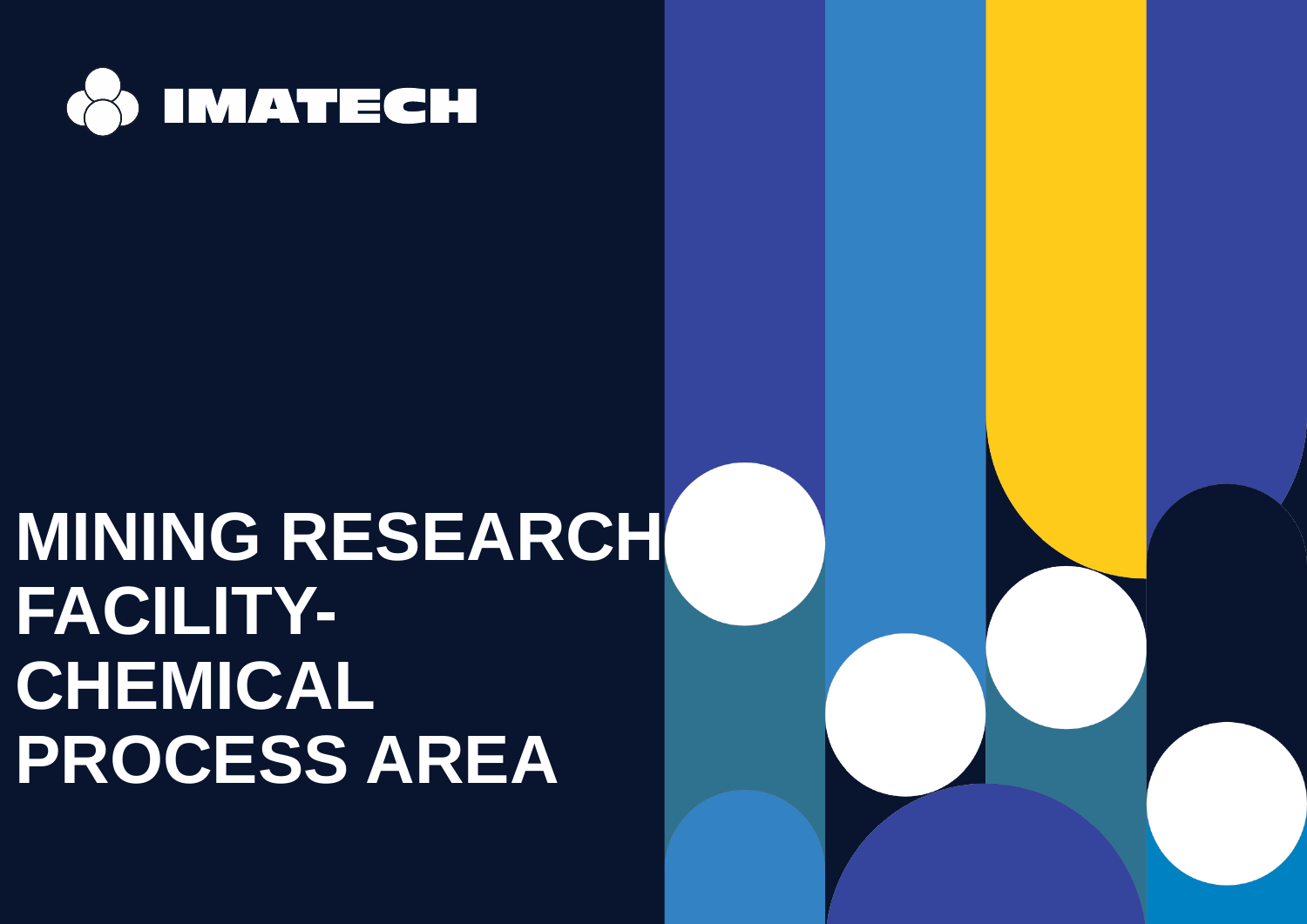IMATECH

# MINING RESEARCH FACILITY- CHEMICAL PROCESS AREA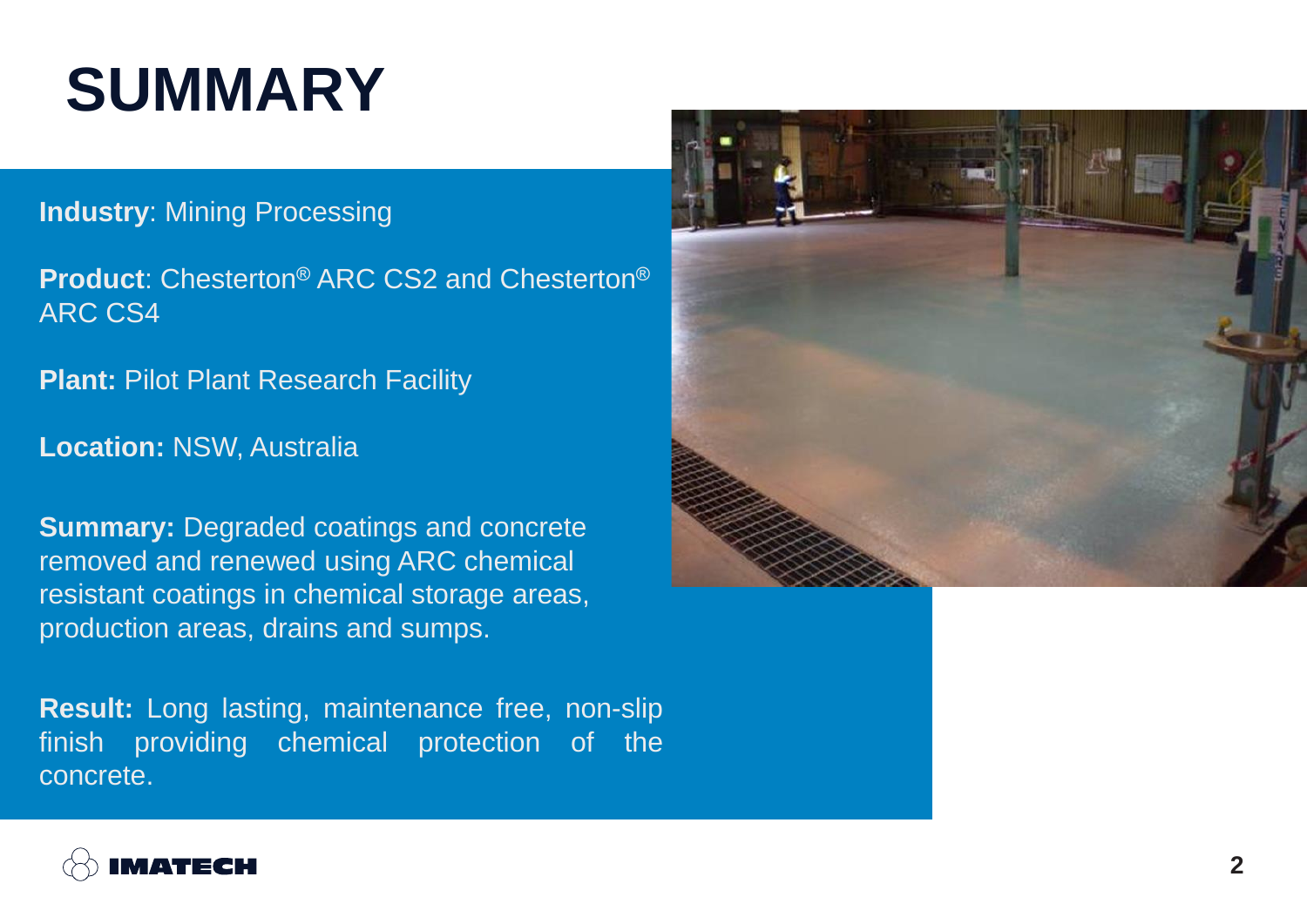# SUMMARY

**Industry**: Mining Processing

**Product**: Chesterton® ARC CS2 and Chesterton® ARC CS4

**Plant:** Pilot Plant Research Facility

**Location:** NSW, Australia

**Summary:** Degraded coatings and concrete removed and renewed using ARC chemical resistant coatings in chemical storage areas, production areas, drains and sumps.

**Result:** Long lasting, maintenance free, non-slip finish providing chemical protection of the concrete.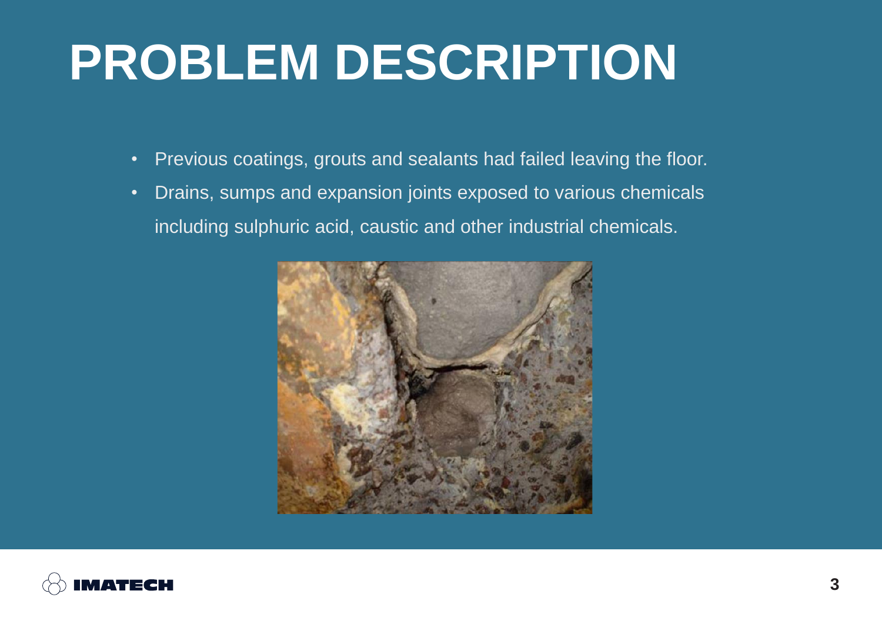# PROBLEM DESCRIPTION

- Previous coatings, grouts and sealants had failed leaving the floor.
- Drains, sumps and expansion joints exposed to various chemicals including sulphuric acid, caustic and other industrial chemicals.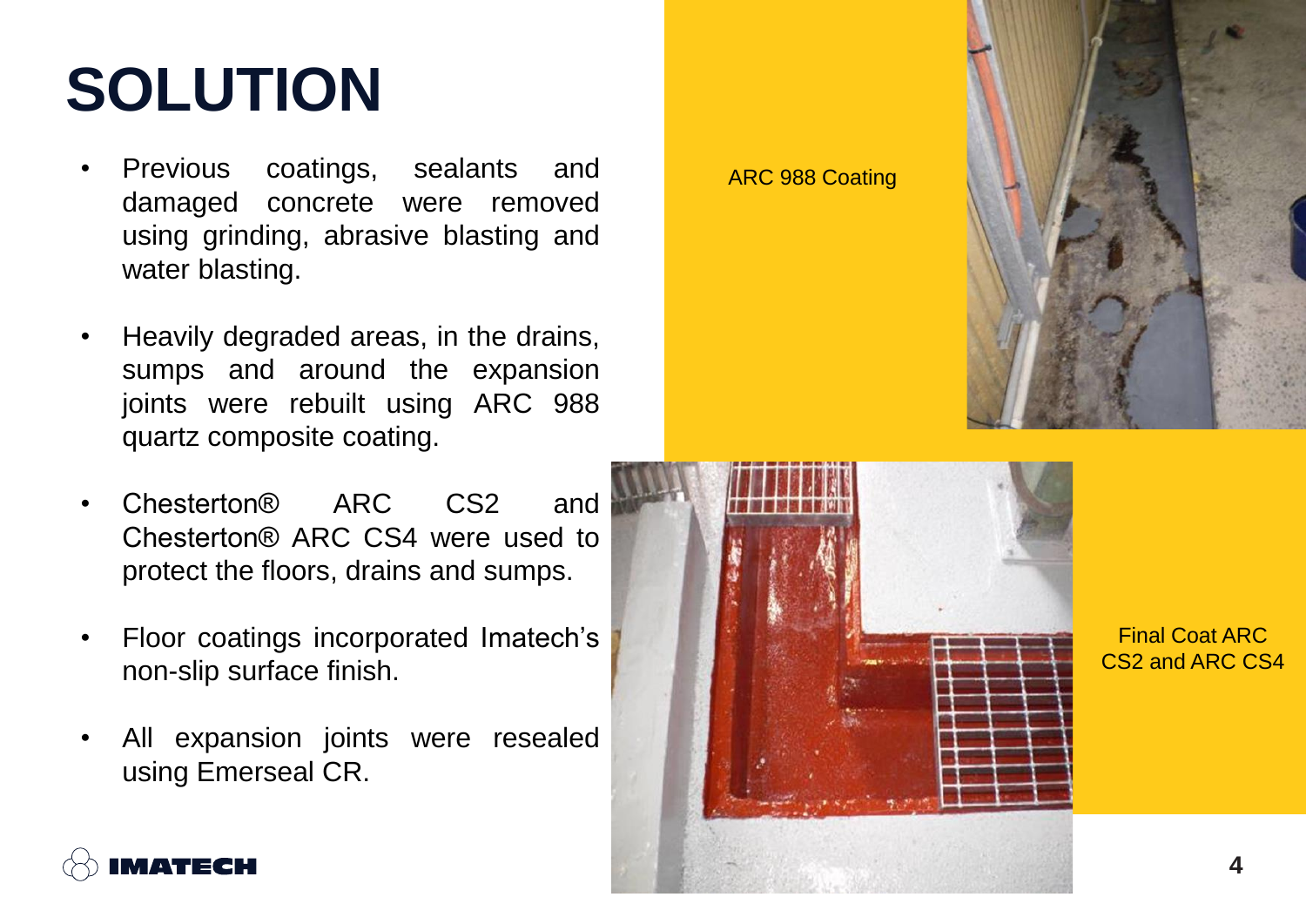# SOLUTION

- Previous coatings, sealants and damaged concrete were removed using grinding, abrasive blasting and water blasting.
- Heavily degraded areas, in the drains, sumps and around the expansion joints were rebuilt using ARC 988 quartz composite coating.
- Chesterton® ARC CS2 and Chesterton® ARC CS4 were used to protect the floors, drains and sumps.
- Floor coatings incorporated Imatech's non-slip surface finish.
- All expansion joints were resealed using Emerseal CR.

ARC 988 Coating

Final Coat ARC CS2 and ARC CS4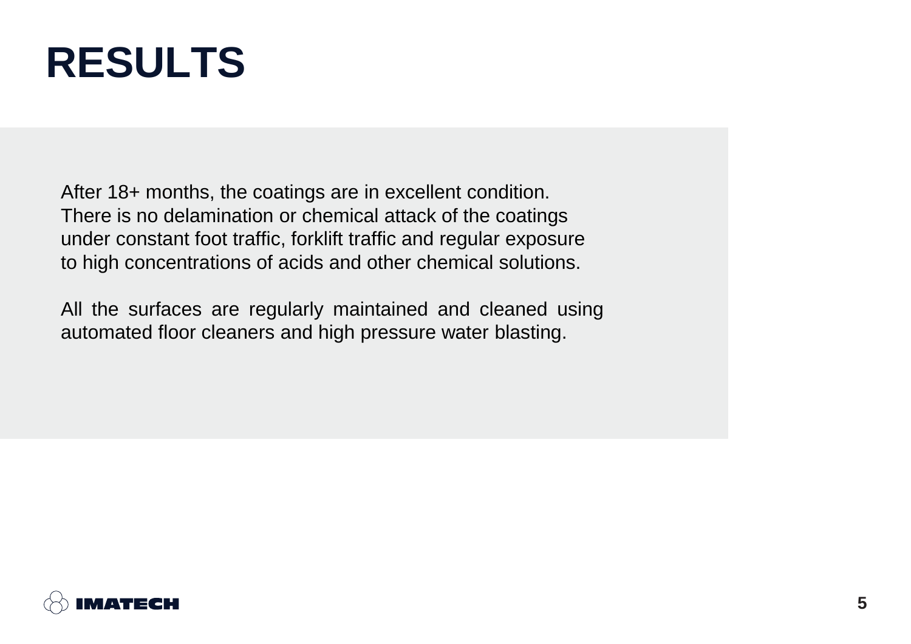# RESULTS

After 18+ months, the coatings are in excellent condition. There is no delamination or chemical attack of the coatings under constant foot traffic, forklift traffic and regular exposure to high concentrations of acids and other chemical solutions.

All the surfaces are regularly maintained and cleaned using automated floor cleaners and high pressure water blasting.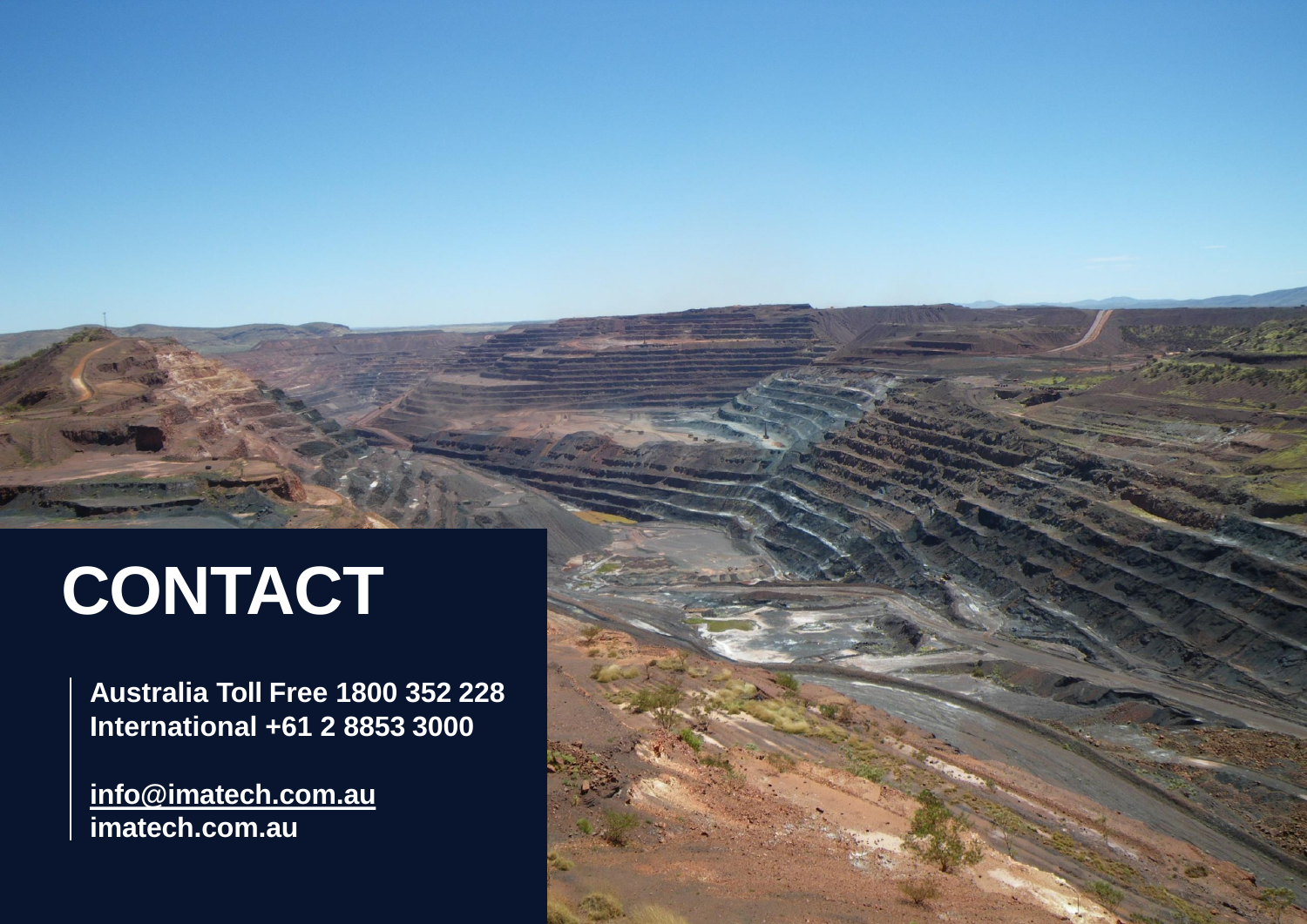# CONTACT

**Australia Toll Free 1800 352 228**
**International +61 2 8853 3000**

**info@imatech.com.au**
**imatech.com.au**